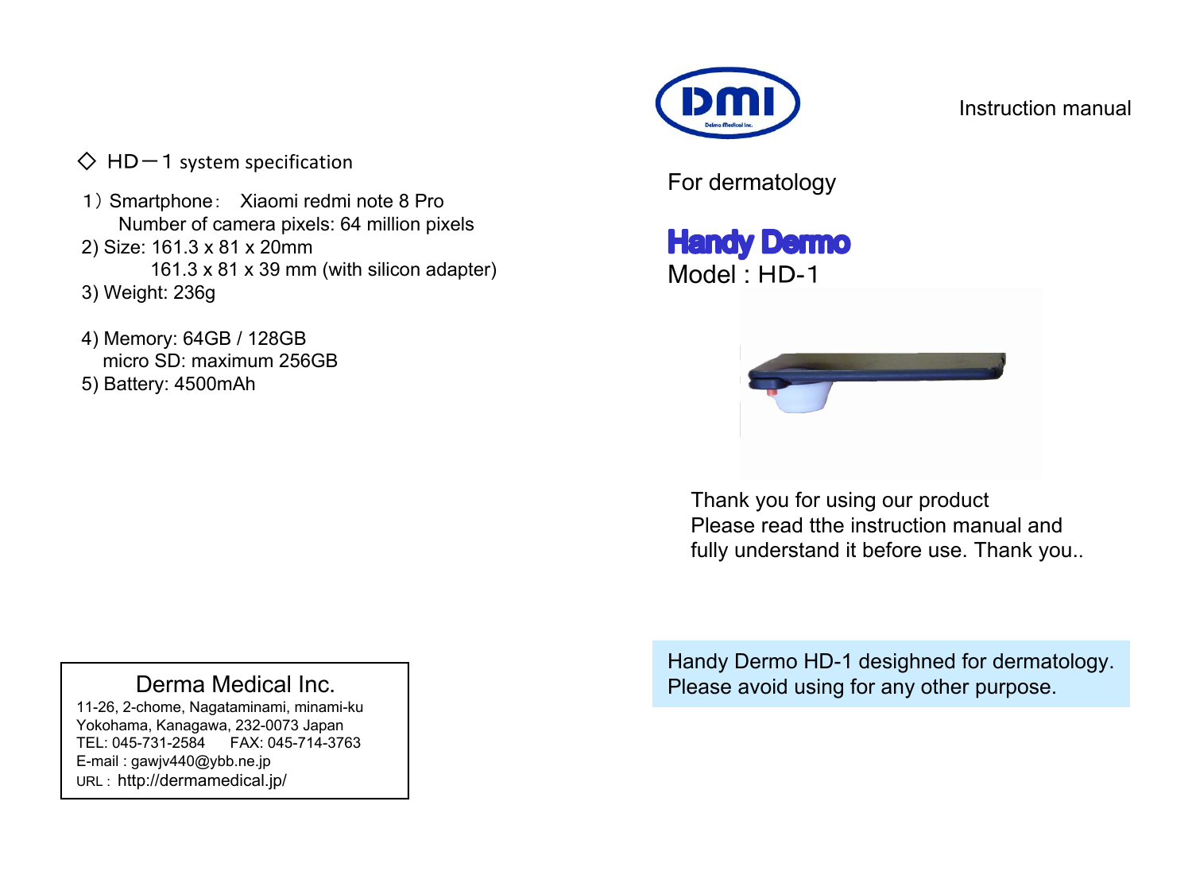◇ HD－1 system specification

1）Smartphone：　Xiaomi redmi note 8 Pro
　　Number of camera pixels: 64 million pixels
2) Size: 161.3 x 81 x 20mm
　　161.3 x 81 x 39 mm (with silicon adapter)
3) Weight: 236g

4) Memory: 64GB / 128GB
　micro SD: maximum 256GB
5) Battery: 4500mAh

**Derma Medical Inc.**
11-26, 2-chome, Nagataminami, minami-ku
Yokohama, Kanagawa, 232-0073 Japan
TEL: 045-731-2584　　FAX: 045-714-3763
E-mail : gawjv440@ybb.ne.jp
URL : http://dermamedical.jp/

DMI
Derma Medical Inc.

Instruction manual

For dermatology

# Handy Dermo

Model : HD-1

Thank you for using our product
Please read tthe instruction manual and
fully understand it before use. Thank you..

Handy Dermo HD-1 deisghned for dermatology.
Please avoid using for any other purpose.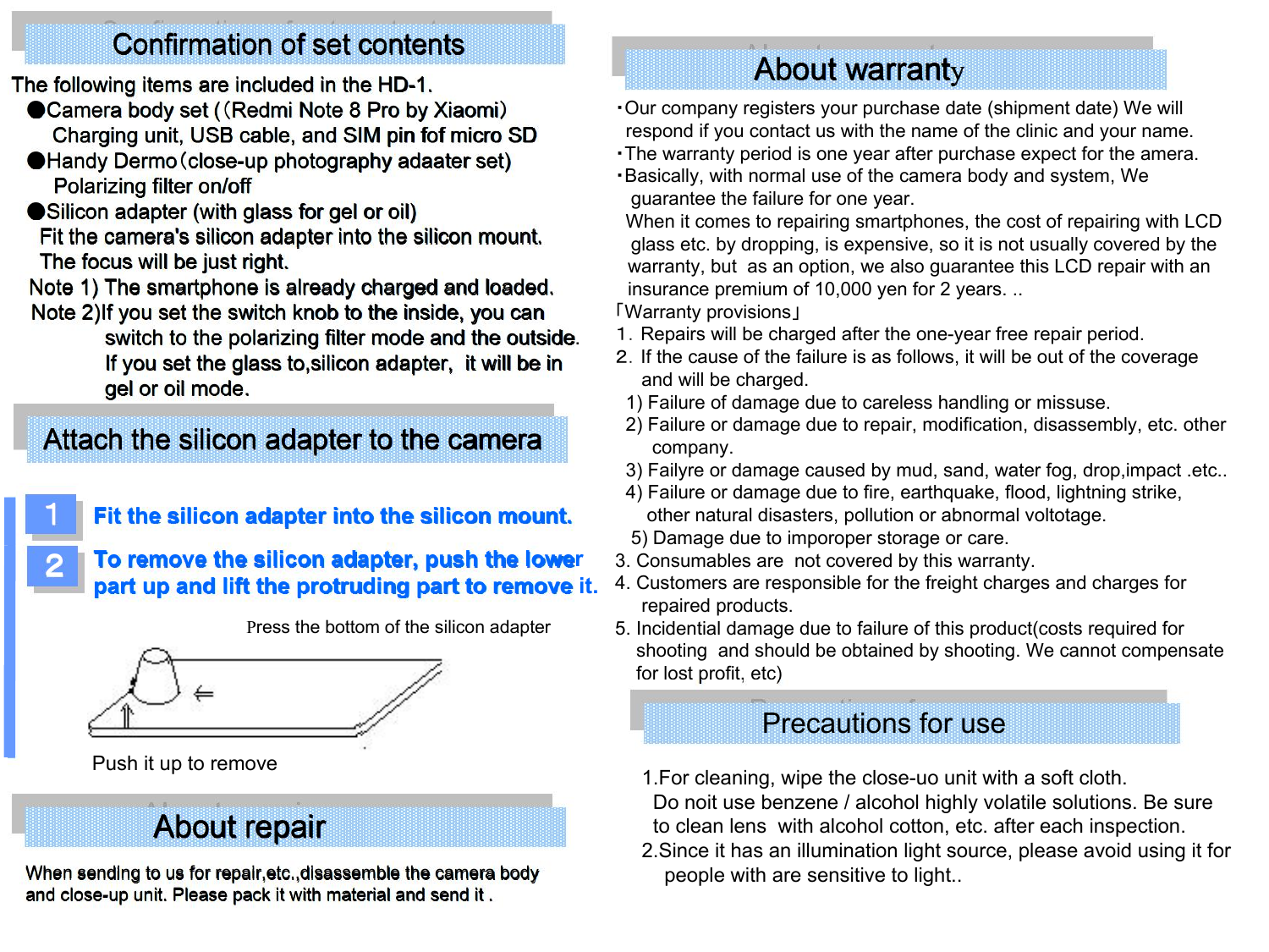## Confirmation of set contents

The following items are included in the HD-1.

- ●Camera body set ((Redmi Note 8 Pro by Xiaomi)
  Charging unit, USB cable, and SIM pin fof micro SD
- ●Handy Dermo (close-up photography adaater set)
  Polarizing filter on/off
- ●Silicon adapter (with glass for gel or oil)
  Fit the camera's silicon adapter into the silicon mount.
  The focus will be just right.

Note 1) The smartphone is already charged and loaded.

Note 2)If you set the switch knob to the inside, you can switch to the polarizing filter mode and the outside. If you set the glass to,silicon adapter, it will be in gel or oil mode.

## Attach the silicon adapter to the camera

**1 Fit the silicon adapter into the silicon mount.**

**2 To remove the silicon adapter, push the lower part up and lift the protruding part to remove it.**

Press the bottom of the silicon adapter

Push it up to remove

## About repair

When sending to us for repair,etc.,disassemble the camera body and close-up unit. Please pack it with material and send it .

## About warranty

- Our company registers your purchase date (shipment date) We will respond if you contact us with the name of the clinic and your name.
- The warranty period is one year after purchase expect for the amera.
- Basically, with normal use of the camera body and system, We guarantee the failure for one year.
  When it comes to repairing smartphones, the cost of repairing with LCD glass etc. by dropping, is expensive, so it is not usually covered by the warranty, but as an option, we also guarantee this LCD repair with an insurance premium of 10,000 yen for 2 years. ..

「Warranty provisions」

1. Repairs will be charged after the one-year free repair period.
2. If the cause of the failure is as follows, it will be out of the coverage and will be charged.
   1) Failure of damage due to careless handling or missuse.
   2) Failure or damage due to repair, modification, disassembly, etc. other company.
   3) Failyre or damage caused by mud, sand, water fog, drop,impact .etc..
   4) Failure or damage due to fire, earthquake, flood, lightning strike, other natural disasters, pollution or abnormal voltotage.
   5) Damage due to imporoper storage or care.
3. Consumables are not covered by this warranty.
4. Customers are responsible for the freight charges and charges for repaired products.
5. Incidential damage due to failure of this product(costs required for shooting and should be obtained by shooting. We cannot compensate for lost profit, etc)

## Precautions for use

1. For cleaning, wipe the close-uo unit with a soft cloth.
   Do noit use benzene / alcohol highly volatile solutions. Be sure to clean lens with alcohol cotton, etc. after each inspection.
2. Since it has an illumination light source, please avoid using it for people with are sensitive to light..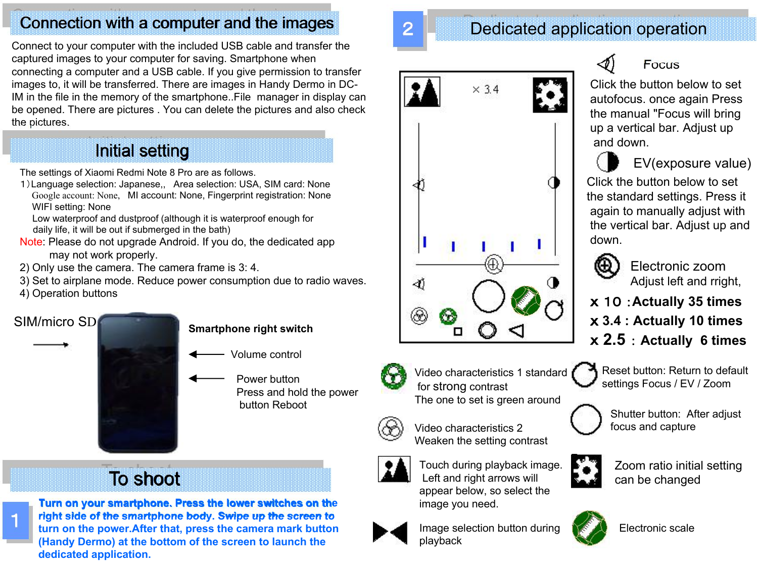## Connection with a computer and the images

Connect to your computer with the included USB cable and transfer the captured images to your computer for saving. Smartphone when connecting a computer and a USB cable. If you give permission to transfer images to, it will be transferred. There are images in Handy Dermo in DC-IM in the file in the memory of the smartphone..File manager in display can be opened. There are pictures . You can delete the pictures and also check the pictures.

## Initial setting

The settings of Xiaomi Redmi Note 8 Pro are as follows.

1）Language selection: Japanese,, Area selection: USA, SIM card: None
Google account: None, MI account: None, Fingerprint registration: None
WIFI setting: None
Low waterproof and dustproof (although it is waterproof enough for daily life, it will be out if submerged in the bath)

Note: Please do not upgrade Android. If you do, the dedicated app may not work properly.

2) Only use the camera. The camera frame is 3: 4.

3) Set to airplane mode. Reduce power consumption due to radio waves.

4) Operation buttons

SIM/micro SD

**Smartphone right switch**

Volume control

Power button
Press and hold the power button Reboot

## To shoot

**1** **Turn on your smartphone. Press the lower switches on the right side of the smartphone body. Swipe up the screen to turn on the power.After that, press the camera mark button (Handy Dermo) at the bottom of the screen to launch the dedicated application.**

## 2 Dedicated application operation

× 3.4

**Focus**
Click the button below to set autofocus. once again Press the manual "Focus will bring up a vertical bar. Adjust up and down.

**EV(exposure value)**
Click the button below to set the standard settings. Press it again to manually adjust with the vertical bar. Adjust up and down.

**Electronic zoom**
Adjust left and rright,

**x 10 :Actually 35 times**
**x 3.4 : Actually 10 times**
**x 2.5 : Actually 6 times**

Video characteristics 1 standard for strong contrast
The one to set is green around

Reset button: Return to default settings Focus / EV / Zoom

Video characteristics 2
Weaken the setting contrast

Shutter button: After adjust focus and capture

Touch during playback image. Left and right arrows will appear below, so select the image you need.

Zoom ratio initial setting can be changed

Image selection button during playback

Electronic scale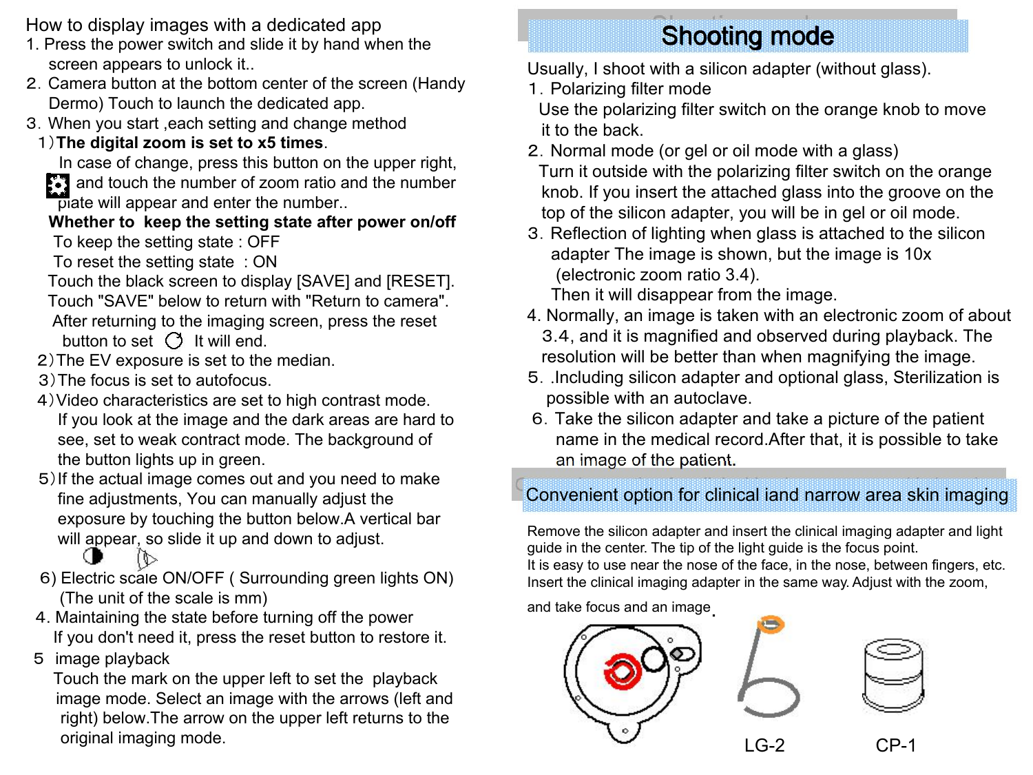How to display images with a dedicated app

1. Press the power switch and slide it by hand when the screen appears to unlock it..
2. Camera button at the bottom center of the screen (Handy Dermo) Touch to launch the dedicated app.
3. When you start ,each setting and change method

1）**The digital zoom is set to x5 times**.

In case of change, press this button on the upper right, and touch the number of zoom ratio and the number plate will appear and enter the number..

**Whether to keep the setting state after power on/off**

To keep the setting state : OFF

To reset the setting state : ON

Touch the black screen to display [SAVE] and [RESET].

Touch "SAVE" below to return with "Return to camera".

After returning to the imaging screen, press the reset button to set It will end.

2）The EV exposure is set to the median.

3）The focus is set to autofocus.

4）Video characteristics are set to high contrast mode. If you look at the image and the dark areas are hard to see, set to weak contract mode. The background of the button lights up in green.

5）If the actual image comes out and you need to make fine adjustments, You can manually adjust the exposure by touching the button below.A vertical bar will appear, so slide it up and down to adjust.

6) Electric scale ON/OFF ( Surrounding green lights ON) (The unit of the scale is mm)

4. Maintaining the state before turning off the power

If you don't need it, press the reset button to restore it.

5 image playback

Touch the mark on the upper left to set the playback image mode. Select an image with the arrows (left and right) below.The arrow on the upper left returns to the original imaging mode.

## Shooting mode

Usually, I shoot with a silicon adapter (without glass).

1. Polarizing filter mode

Use the polarizing filter switch on the orange knob to move it to the back.

2. Normal mode (or gel or oil mode with a glass)

Turn it outside with the polarizing filter switch on the orange knob. If you insert the attached glass into the groove on the top of the silicon adapter, you will be in gel or oil mode.

3. Reflection of lighting when glass is attached to the silicon adapter The image is shown, but the image is 10x (electronic zoom ratio 3.4).

Then it will disappear from the image.

4. Normally, an image is taken with an electronic zoom of about 3.4, and it is magnified and observed during playback. The resolution will be better than when magnifying the image.

5. .Including silicon adapter and optional glass, Sterilization is possible with an autoclave.

6. Take the silicon adapter and take a picture of the patient name in the medical record.After that, it is possible to take an image of the patient.

## Convenient option for clinical iand narrow area skin imaging

Remove the silicon adapter and insert the clinical imaging adapter and light guide in the center. The tip of the light guide is the focus point.

It is easy to use near the nose of the face, in the nose, between fingers, etc.

Insert the clinical imaging adapter in the same way. Adjust with the zoom, and take focus and an image.

LG-2

CP-1